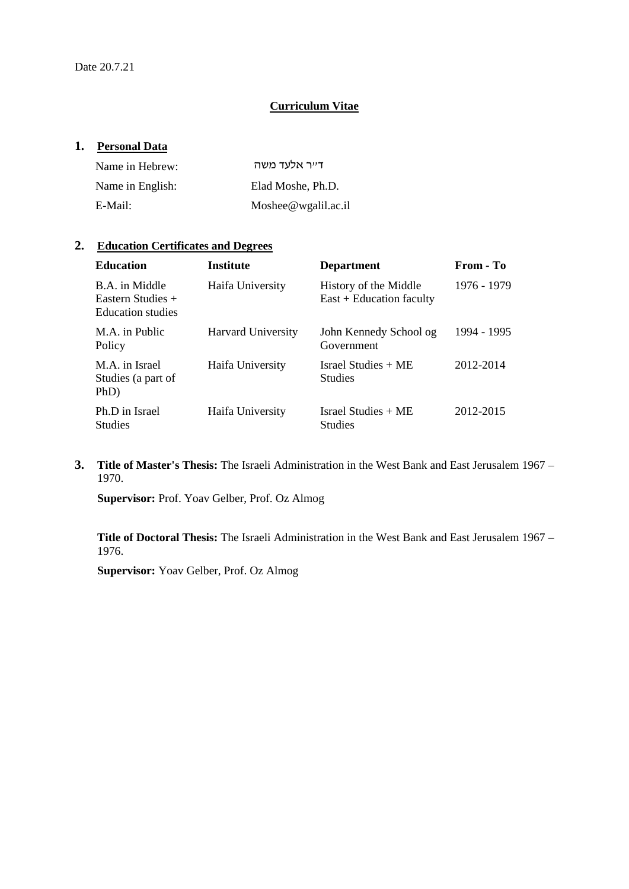Date 20.7.21

# Curriculum Vitae

## 1. Personal Data

Name in Hebrew: ד״ר אלעד משה

Name in English: Elad Moshe, Ph.D.

E-Mail: Moshee@wgalil.ac.il

## 2. Education Certificates and Degrees

| Education | Institute | Department | From - To |
|---|---|---|---|
| B.A. in Middle Eastern Studies + Education studies | Haifa University | History of the Middle East + Education faculty | 1976 - 1979 |
| M.A. in Public Policy | Harvard University | John Kennedy School og Government | 1994 - 1995 |
| M.A. in Israel Studies (a part of PhD) | Haifa University | Israel Studies + ME Studies | 2012-2014 |
| Ph.D in Israel Studies | Haifa University | Israel Studies + ME Studies | 2012-2015 |

## 3. **Title of Master's Thesis:** The Israeli Administration in the West Bank and East Jerusalem 1967 – 1970.

**Supervisor:** Prof. Yoav Gelber, Prof. Oz Almog

**Title of Doctoral Thesis:** The Israeli Administration in the West Bank and East Jerusalem 1967 – 1976.

**Supervisor:** Yoav Gelber, Prof. Oz Almog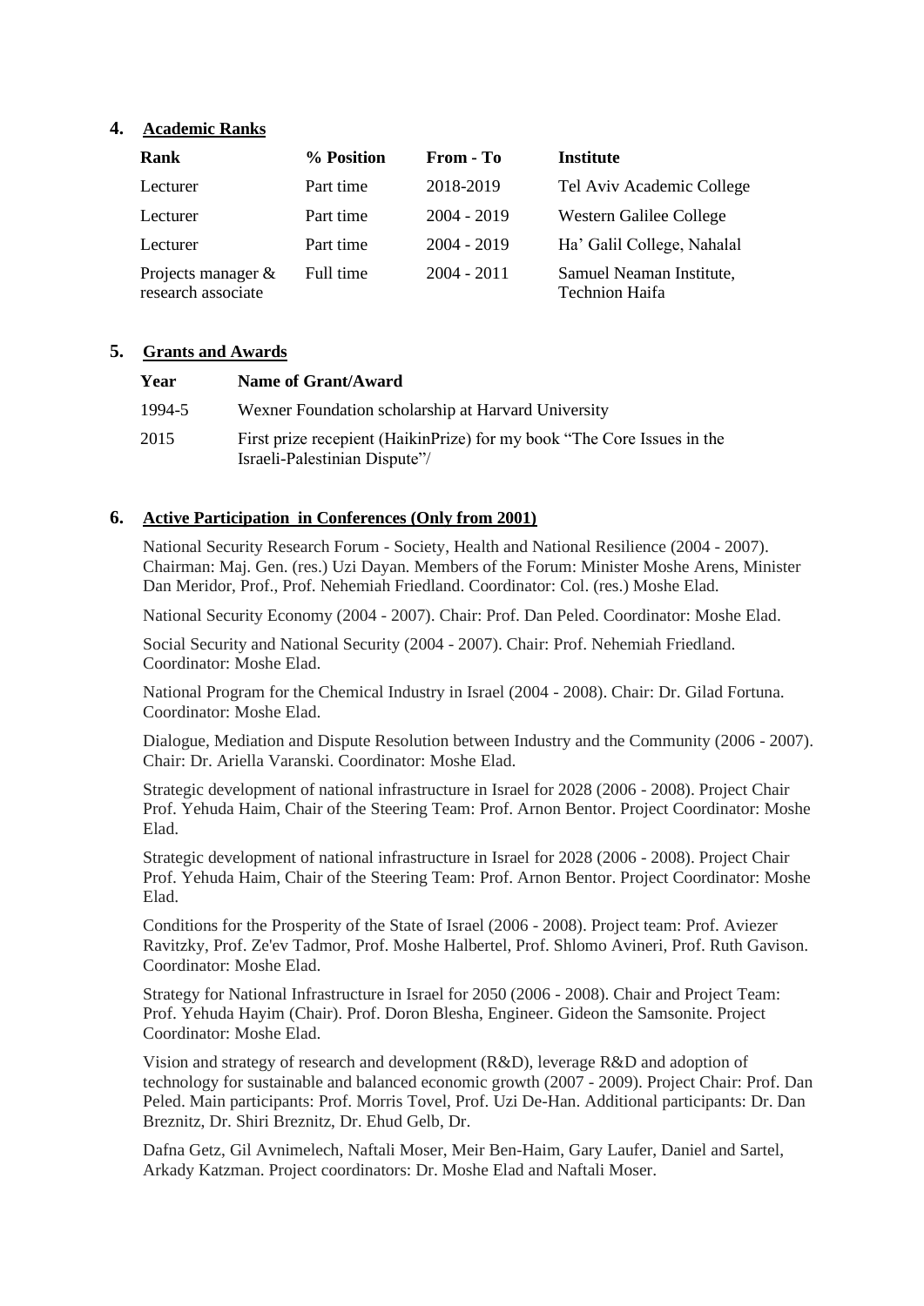## 4. Academic Ranks

| Rank | % Position | From - To | Institute |
|---|---|---|---|
| Lecturer | Part time | 2018-2019 | Tel Aviv Academic College |
| Lecturer | Part time | 2004 - 2019 | Western Galilee College |
| Lecturer | Part time | 2004 - 2019 | Ha' Galil College, Nahalal |
| Projects manager & research associate | Full time | 2004 - 2011 | Samuel Neaman Institute, Technion Haifa |

## 5. Grants and Awards

| Year | Name of Grant/Award |
|---|---|
| 1994-5 | Wexner Foundation scholarship at Harvard University |
| 2015 | First prize recepient (HaikinPrize) for my book "The Core Issues in the Israeli-Palestinian Dispute"/ |

## 6. Active Participation in Conferences (Only from 2001)

National Security Research Forum - Society, Health and National Resilience (2004 - 2007). Chairman: Maj. Gen. (res.) Uzi Dayan. Members of the Forum: Minister Moshe Arens, Minister Dan Meridor, Prof., Prof. Nehemiah Friedland. Coordinator: Col. (res.) Moshe Elad.

National Security Economy (2004 - 2007). Chair: Prof. Dan Peled. Coordinator: Moshe Elad.

Social Security and National Security (2004 - 2007). Chair: Prof. Nehemiah Friedland. Coordinator: Moshe Elad.

National Program for the Chemical Industry in Israel (2004 - 2008). Chair: Dr. Gilad Fortuna. Coordinator: Moshe Elad.

Dialogue, Mediation and Dispute Resolution between Industry and the Community (2006 - 2007). Chair: Dr. Ariella Varanski. Coordinator: Moshe Elad.

Strategic development of national infrastructure in Israel for 2028 (2006 - 2008). Project Chair Prof. Yehuda Haim, Chair of the Steering Team: Prof. Arnon Bentor. Project Coordinator: Moshe Elad.

Strategic development of national infrastructure in Israel for 2028 (2006 - 2008). Project Chair Prof. Yehuda Haim, Chair of the Steering Team: Prof. Arnon Bentor. Project Coordinator: Moshe Elad.

Conditions for the Prosperity of the State of Israel (2006 - 2008). Project team: Prof. Aviezer Ravitzky, Prof. Ze'ev Tadmor, Prof. Moshe Halbertel, Prof. Shlomo Avineri, Prof. Ruth Gavison. Coordinator: Moshe Elad.

Strategy for National Infrastructure in Israel for 2050 (2006 - 2008). Chair and Project Team: Prof. Yehuda Hayim (Chair). Prof. Doron Blesha, Engineer. Gideon the Samsonite. Project Coordinator: Moshe Elad.

Vision and strategy of research and development (R&D), leverage R&D and adoption of technology for sustainable and balanced economic growth (2007 - 2009). Project Chair: Prof. Dan Peled. Main participants: Prof. Morris Tovel, Prof. Uzi De-Han. Additional participants: Dr. Dan Breznitz, Dr. Shiri Breznitz, Dr. Ehud Gelb, Dr.

Dafna Getz, Gil Avnimelech, Naftali Moser, Meir Ben-Haim, Gary Laufer, Daniel and Sartel, Arkady Katzman. Project coordinators: Dr. Moshe Elad and Naftali Moser.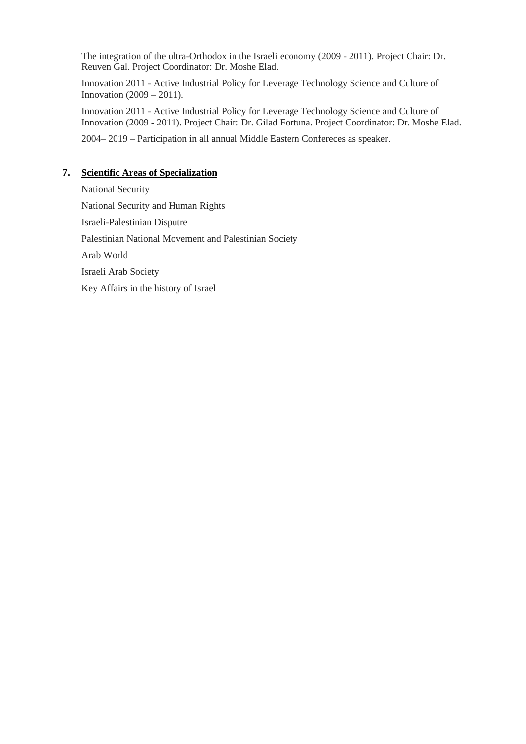The integration of the ultra-Orthodox in the Israeli economy (2009 - 2011). Project Chair: Dr. Reuven Gal. Project Coordinator: Dr. Moshe Elad.

Innovation 2011 - Active Industrial Policy for Leverage Technology Science and Culture of Innovation (2009 – 2011).

Innovation 2011 - Active Industrial Policy for Leverage Technology Science and Culture of Innovation (2009 - 2011). Project Chair: Dr. Gilad Fortuna. Project Coordinator: Dr. Moshe Elad.

2004– 2019 – Participation in all annual Middle Eastern Confereces as speaker.

## 7. Scientific Areas of Specialization

National Security

National Security and Human Rights

Israeli-Palestinian Disputre

Palestinian National Movement and Palestinian Society

Arab World

Israeli Arab Society

Key Affairs in the history of Israel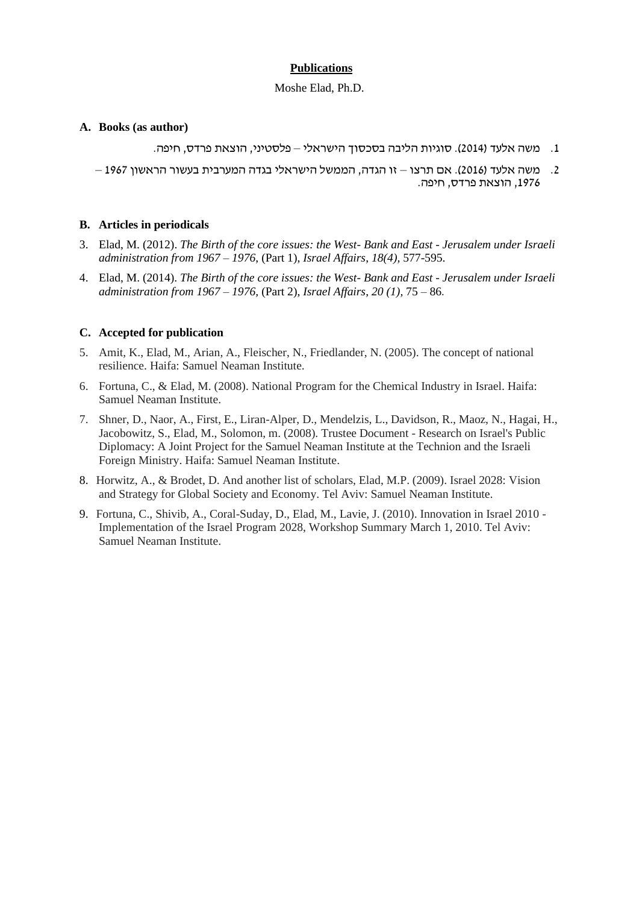**Publications**

Moshe Elad, Ph.D.

**A. Books (as author)**

1. משה אלעד (2014). סוגיות הליבה בסכסוך הישראלי – פלסטיני, הוצאת פרדס, חיפה.

2. משה אלעד (2016). אם תרצו – זו הגדה, הממשל הישראלי בגדה המערבית בעשור הראשון 1967 – 1976, הוצאת פרדס, חיפה.

**B. Articles in periodicals**

3. Elad, M. (2012). *The Birth of the core issues: the West- Bank and East - Jerusalem under Israeli administration from 1967 – 1976*, (Part 1), *Israel Affairs*, *18(4)*, 577-595.

4. Elad, M. (2014). *The Birth of the core issues: the West- Bank and East - Jerusalem under Israeli administration from 1967 – 1976*, (Part 2), *Israel Affairs*, *20 (1)*, 75 – 86.

**C. Accepted for publication**

5. Amit, K., Elad, M., Arian, A., Fleischer, N., Friedlander, N. (2005). The concept of national resilience. Haifa: Samuel Neaman Institute.

6. Fortuna, C., & Elad, M. (2008). National Program for the Chemical Industry in Israel. Haifa: Samuel Neaman Institute.

7. Shner, D., Naor, A., First, E., Liran-Alper, D., Mendelzis, L., Davidson, R., Maoz, N., Hagai, H., Jacobowitz, S., Elad, M., Solomon, m. (2008). Trustee Document - Research on Israel's Public Diplomacy: A Joint Project for the Samuel Neaman Institute at the Technion and the Israeli Foreign Ministry. Haifa: Samuel Neaman Institute.

8. Horwitz, A., & Brodet, D. And another list of scholars, Elad, M.P. (2009). Israel 2028: Vision and Strategy for Global Society and Economy. Tel Aviv: Samuel Neaman Institute.

9. Fortuna, C., Shivib, A., Coral-Suday, D., Elad, M., Lavie, J. (2010). Innovation in Israel 2010 - Implementation of the Israel Program 2028, Workshop Summary March 1, 2010. Tel Aviv: Samuel Neaman Institute.